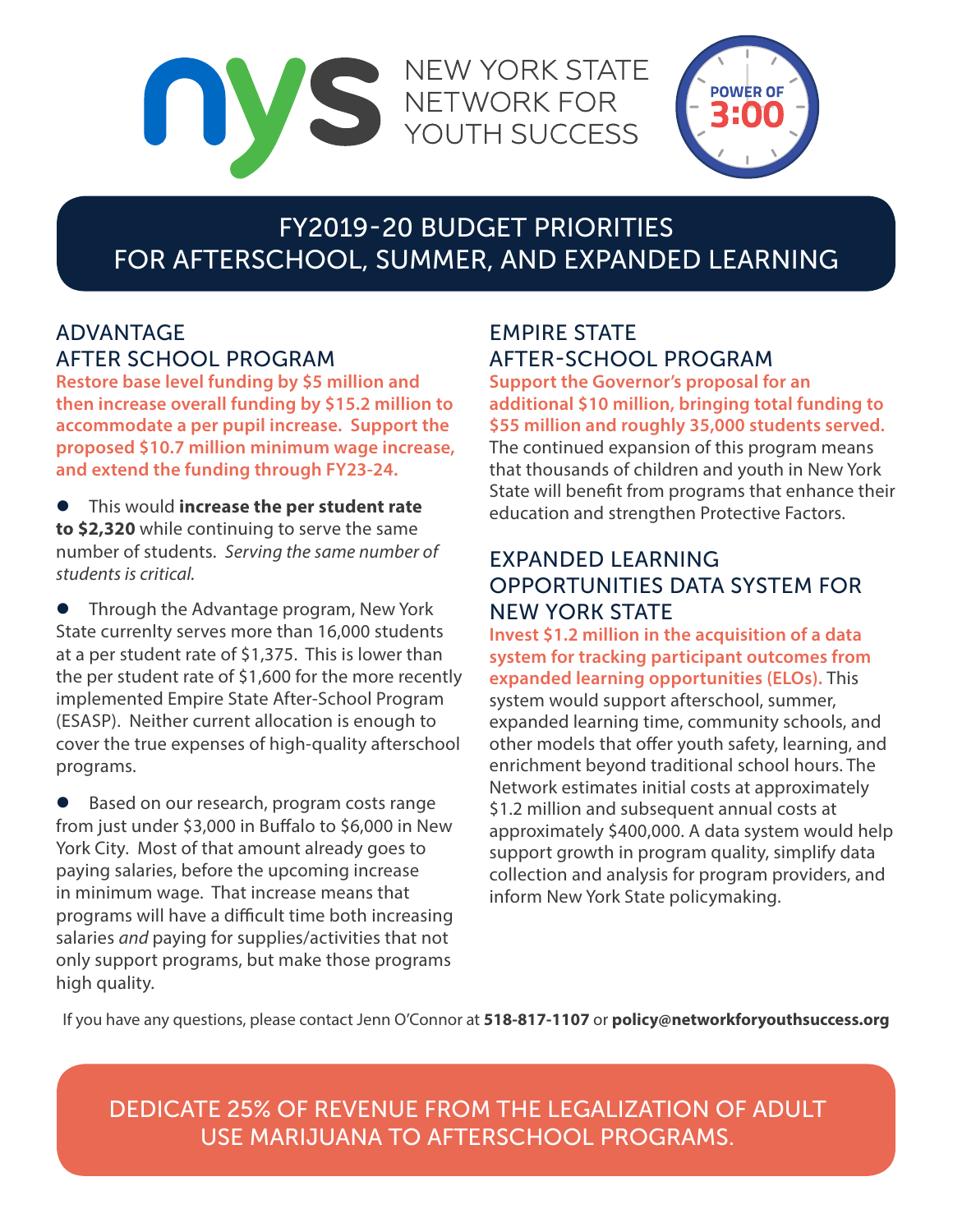NEW YORK STATE NETWORK FOR YOUTH SUCCESS

POWER OF 3:00

# FY2019-20 BUDGET PRIORITIES FOR AFTERSCHOOL, SUMMER, AND EXPANDED LEARNING

## ADVANTAGE AFTER SCHOOL PROGRAM

**Restore base level funding by $5 million and then increase overall funding by $15.2 million to accommodate a per pupil increase. Support the proposed $10.7 million minimum wage increase, and extend the funding through FY23-24.**

- This would **increase the per student rate to $2,320** while continuing to serve the same number of students. *Serving the same number of students is critical.*
- Through the Advantage program, New York State currenlty serves more than 16,000 students at a per student rate of $1,375. This is lower than the per student rate of $1,600 for the more recently implemented Empire State After-School Program (ESASP). Neither current allocation is enough to cover the true expenses of high-quality afterschool programs.
- Based on our research, program costs range from just under $3,000 in Buffalo to $6,000 in New York City. Most of that amount already goes to paying salaries, before the upcoming increase in minimum wage. That increase means that programs will have a difficult time both increasing salaries *and* paying for supplies/activities that not only support programs, but make those programs high quality.

## EMPIRE STATE AFTER-SCHOOL PROGRAM

**Support the Governor's proposal for an additional $10 million, bringing total funding to $55 million and roughly 35,000 students served.** The continued expansion of this program means that thousands of children and youth in New York State will benefit from programs that enhance their education and strengthen Protective Factors.

## EXPANDED LEARNING OPPORTUNITIES DATA SYSTEM FOR NEW YORK STATE

**Invest $1.2 million in the acquisition of a data system for tracking participant outcomes from expanded learning opportunities (ELOs).** This system would support afterschool, summer, expanded learning time, community schools, and other models that offer youth safety, learning, and enrichment beyond traditional school hours. The Network estimates initial costs at approximately $1.2 million and subsequent annual costs at approximately $400,000. A data system would help support growth in program quality, simplify data collection and analysis for program providers, and inform New York State policymaking.

If you have any questions, please contact Jenn O'Connor at **518-817-1107** or **policy@networkforyouthsuccess.org**

## DEDICATE 25% OF REVENUE FROM THE LEGALIZATION OF ADULT USE MARIJUANA TO AFTERSCHOOL PROGRAMS.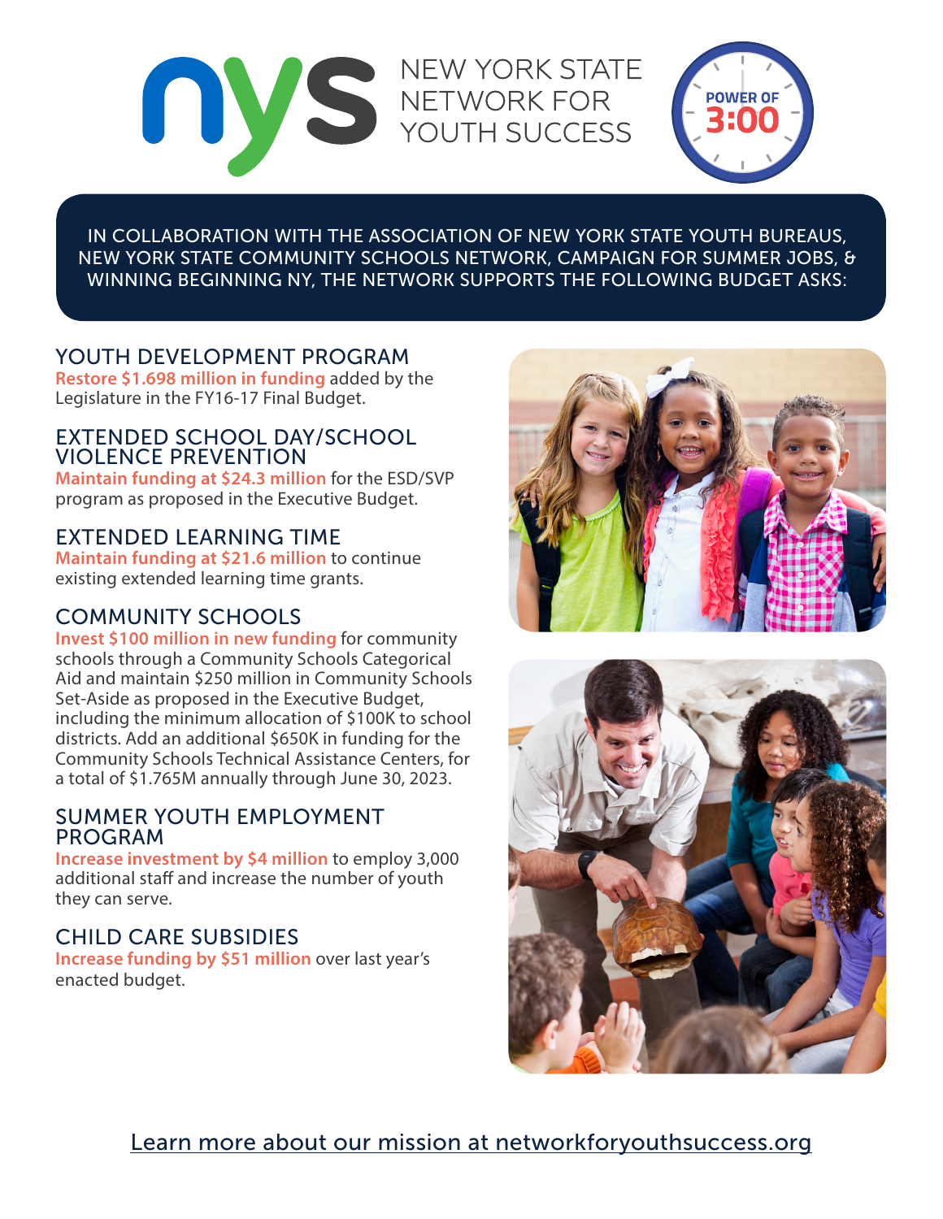# NYS NEW YORK STATE NETWORK FOR YOUTH SUCCESS

POWER OF 3:00

IN COLLABORATION WITH THE ASSOCIATION OF NEW YORK STATE YOUTH BUREAUS, NEW YORK STATE COMMUNITY SCHOOLS NETWORK, CAMPAIGN FOR SUMMER JOBS, & WINNING BEGINNING NY, THE NETWORK SUPPORTS THE FOLLOWING BUDGET ASKS:

## YOUTH DEVELOPMENT PROGRAM

**Restore $1.698 million in funding** added by the Legislature in the FY16-17 Final Budget.

## EXTENDED SCHOOL DAY/SCHOOL VIOLENCE PREVENTION

**Maintain funding at $24.3 million** for the ESD/SVP program as proposed in the Executive Budget.

## EXTENDED LEARNING TIME

**Maintain funding at $21.6 million** to continue existing extended learning time grants.

## COMMUNITY SCHOOLS

**Invest $100 million in new funding** for community schools through a Community Schools Categorical Aid and maintain $250 million in Community Schools Set-Aside as proposed in the Executive Budget, including the minimum allocation of $100K to school districts. Add an additional $650K in funding for the Community Schools Technical Assistance Centers, for a total of $1.765M annually through June 30, 2023.

## SUMMER YOUTH EMPLOYMENT PROGRAM

**Increase investment by $4 million** to employ 3,000 additional staff and increase the number of youth they can serve.

## CHILD CARE SUBSIDIES

**Increase funding by $51 million** over last year's enacted budget.

Learn more about our mission at networkforyouthsuccess.org